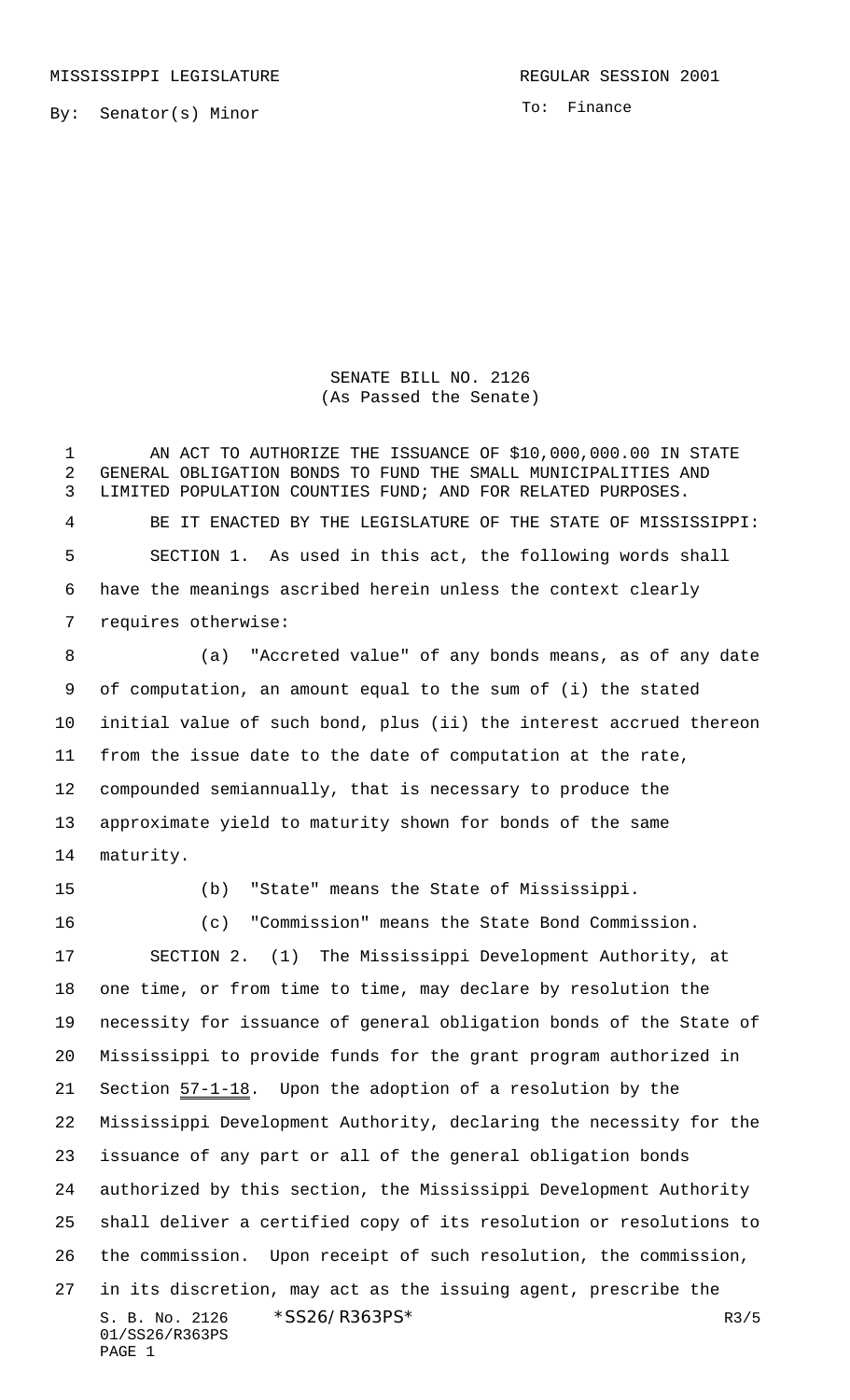MISSISSIPPI LEGISLATURE REGULAR SESSION 2001

By: Senator(s) Minor

To: Finance

# SENATE BILL NO. 2126
(As Passed the Senate)

AN ACT TO AUTHORIZE THE ISSUANCE OF $10,000,000.00 IN STATE GENERAL OBLIGATION BONDS TO FUND THE SMALL MUNICIPALITIES AND LIMITED POPULATION COUNTIES FUND; AND FOR RELATED PURPOSES.

BE IT ENACTED BY THE LEGISLATURE OF THE STATE OF MISSISSIPPI:

SECTION 1. As used in this act, the following words shall have the meanings ascribed herein unless the context clearly requires otherwise:

(a) "Accreted value" of any bonds means, as of any date of computation, an amount equal to the sum of (i) the stated initial value of such bond, plus (ii) the interest accrued thereon from the issue date to the date of computation at the rate, compounded semiannually, that is necessary to produce the approximate yield to maturity shown for bonds of the same maturity.

(b) "State" means the State of Mississippi.

(c) "Commission" means the State Bond Commission.

SECTION 2. (1) The Mississippi Development Authority, at one time, or from time to time, may declare by resolution the necessity for issuance of general obligation bonds of the State of Mississippi to provide funds for the grant program authorized in Section 57-1-18. Upon the adoption of a resolution by the Mississippi Development Authority, declaring the necessity for the issuance of any part or all of the general obligation bonds authorized by this section, the Mississippi Development Authority shall deliver a certified copy of its resolution or resolutions to the commission. Upon receipt of such resolution, the commission, in its discretion, may act as the issuing agent, prescribe the

S. B. No. 2126 *SS26/R363PS* R3/5
01/SS26/R363PS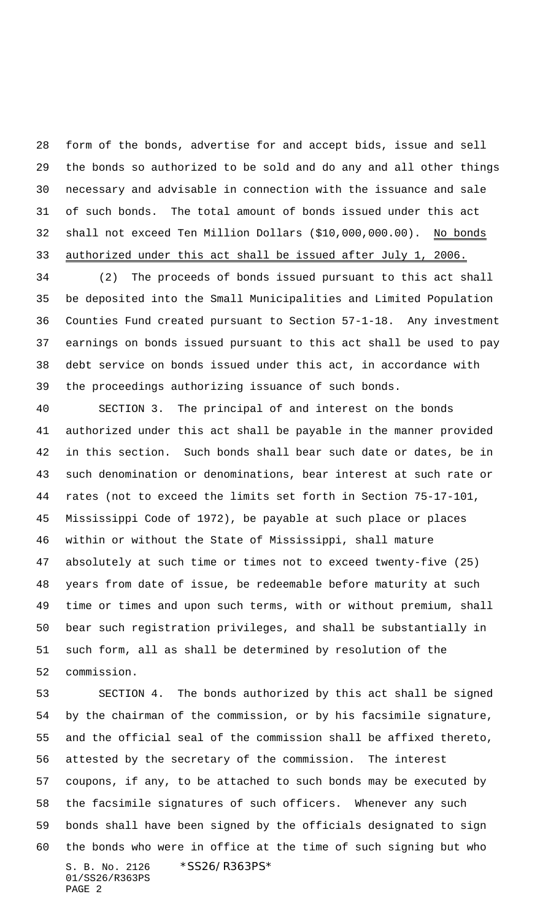form of the bonds, advertise for and accept bids, issue and sell the bonds so authorized to be sold and do any and all other things necessary and advisable in connection with the issuance and sale of such bonds. The total amount of bonds issued under this act shall not exceed Ten Million Dollars ($10,000,000.00). <u>No bonds authorized under this act shall be issued after July 1, 2006.</u>

(2) The proceeds of bonds issued pursuant to this act shall be deposited into the Small Municipalities and Limited Population Counties Fund created pursuant to Section 57-1-18. Any investment earnings on bonds issued pursuant to this act shall be used to pay debt service on bonds issued under this act, in accordance with the proceedings authorizing issuance of such bonds.

SECTION 3. The principal of and interest on the bonds authorized under this act shall be payable in the manner provided in this section. Such bonds shall bear such date or dates, be in such denomination or denominations, bear interest at such rate or rates (not to exceed the limits set forth in Section 75-17-101, Mississippi Code of 1972), be payable at such place or places within or without the State of Mississippi, shall mature absolutely at such time or times not to exceed twenty-five (25) years from date of issue, be redeemable before maturity at such time or times and upon such terms, with or without premium, shall bear such registration privileges, and shall be substantially in such form, all as shall be determined by resolution of the commission.

SECTION 4. The bonds authorized by this act shall be signed by the chairman of the commission, or by his facsimile signature, and the official seal of the commission shall be affixed thereto, attested by the secretary of the commission. The interest coupons, if any, to be attached to such bonds may be executed by the facsimile signatures of such officers. Whenever any such bonds shall have been signed by the officials designated to sign the bonds who were in office at the time of such signing but who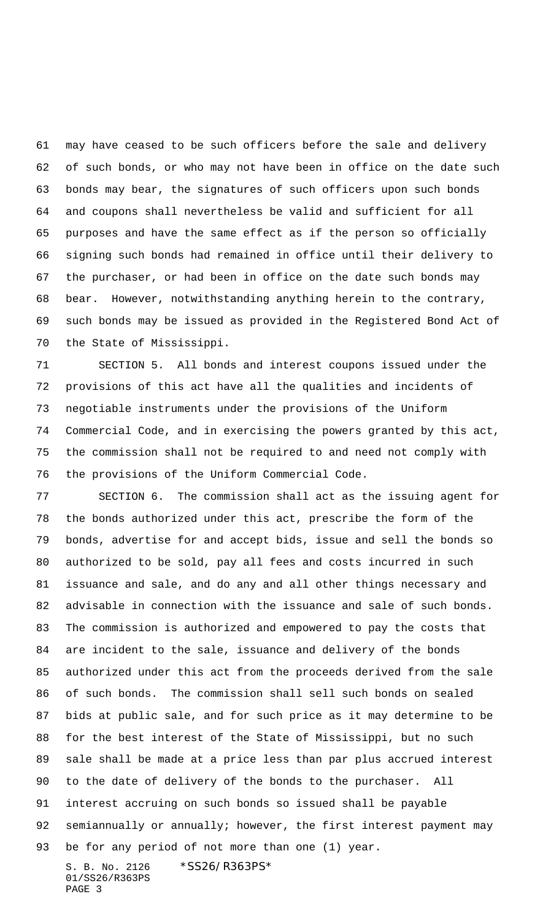may have ceased to be such officers before the sale and delivery of such bonds, or who may not have been in office on the date such bonds may bear, the signatures of such officers upon such bonds and coupons shall nevertheless be valid and sufficient for all purposes and have the same effect as if the person so officially signing such bonds had remained in office until their delivery to the purchaser, or had been in office on the date such bonds may bear. However, notwithstanding anything herein to the contrary, such bonds may be issued as provided in the Registered Bond Act of the State of Mississippi.

SECTION 5. All bonds and interest coupons issued under the provisions of this act have all the qualities and incidents of negotiable instruments under the provisions of the Uniform Commercial Code, and in exercising the powers granted by this act, the commission shall not be required to and need not comply with the provisions of the Uniform Commercial Code.

SECTION 6. The commission shall act as the issuing agent for the bonds authorized under this act, prescribe the form of the bonds, advertise for and accept bids, issue and sell the bonds so authorized to be sold, pay all fees and costs incurred in such issuance and sale, and do any and all other things necessary and advisable in connection with the issuance and sale of such bonds. The commission is authorized and empowered to pay the costs that are incident to the sale, issuance and delivery of the bonds authorized under this act from the proceeds derived from the sale of such bonds. The commission shall sell such bonds on sealed bids at public sale, and for such price as it may determine to be for the best interest of the State of Mississippi, but no such sale shall be made at a price less than par plus accrued interest to the date of delivery of the bonds to the purchaser. All interest accruing on such bonds so issued shall be payable semiannually or annually; however, the first interest payment may be for any period of not more than one (1) year.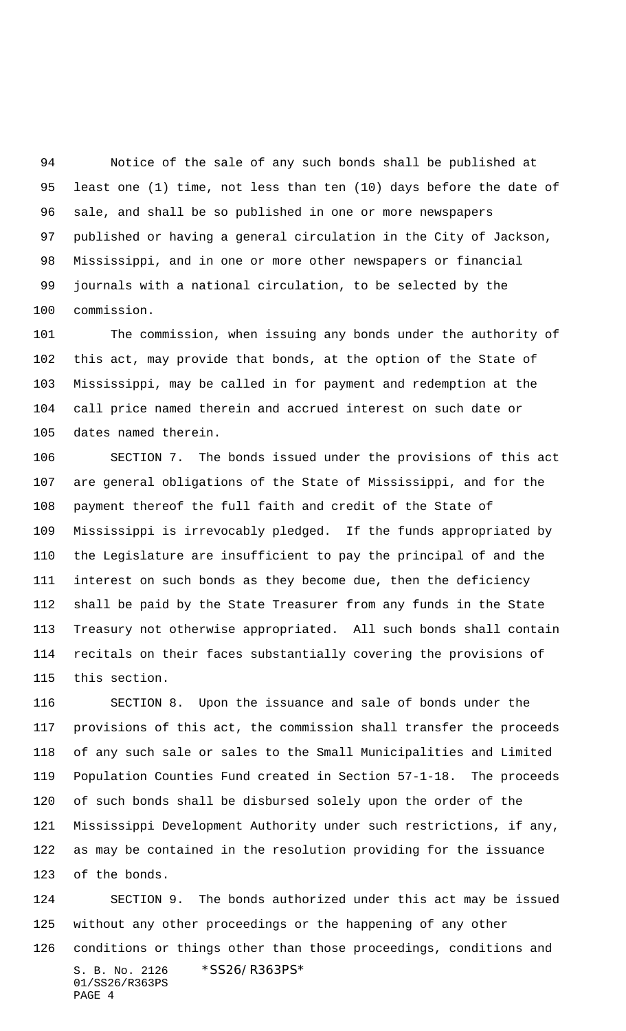Notice of the sale of any such bonds shall be published at least one (1) time, not less than ten (10) days before the date of sale, and shall be so published in one or more newspapers published or having a general circulation in the City of Jackson, Mississippi, and in one or more other newspapers or financial journals with a national circulation, to be selected by the commission.

The commission, when issuing any bonds under the authority of this act, may provide that bonds, at the option of the State of Mississippi, may be called in for payment and redemption at the call price named therein and accrued interest on such date or dates named therein.

SECTION 7. The bonds issued under the provisions of this act are general obligations of the State of Mississippi, and for the payment thereof the full faith and credit of the State of Mississippi is irrevocably pledged. If the funds appropriated by the Legislature are insufficient to pay the principal of and the interest on such bonds as they become due, then the deficiency shall be paid by the State Treasurer from any funds in the State Treasury not otherwise appropriated. All such bonds shall contain recitals on their faces substantially covering the provisions of this section.

SECTION 8. Upon the issuance and sale of bonds under the provisions of this act, the commission shall transfer the proceeds of any such sale or sales to the Small Municipalities and Limited Population Counties Fund created in Section 57-1-18. The proceeds of such bonds shall be disbursed solely upon the order of the Mississippi Development Authority under such restrictions, if any, as may be contained in the resolution providing for the issuance of the bonds.

SECTION 9. The bonds authorized under this act may be issued without any other proceedings or the happening of any other conditions or things other than those proceedings, conditions and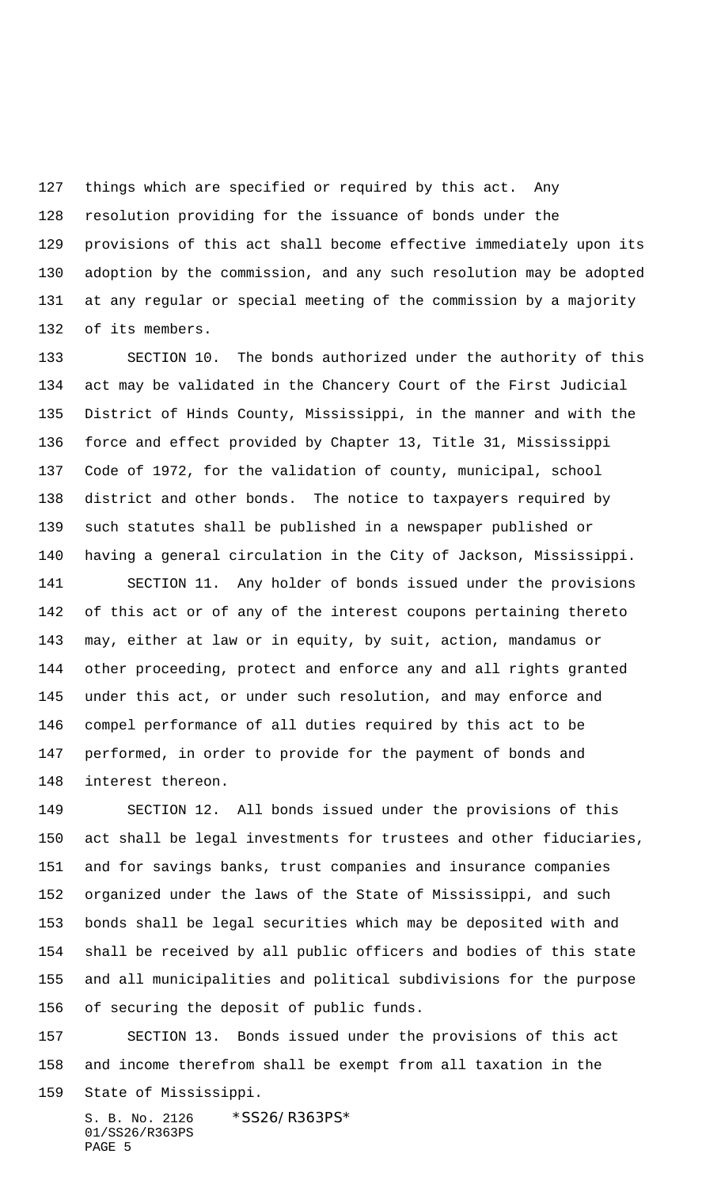things which are specified or required by this act. Any resolution providing for the issuance of bonds under the provisions of this act shall become effective immediately upon its adoption by the commission, and any such resolution may be adopted at any regular or special meeting of the commission by a majority of its members.

SECTION 10. The bonds authorized under the authority of this act may be validated in the Chancery Court of the First Judicial District of Hinds County, Mississippi, in the manner and with the force and effect provided by Chapter 13, Title 31, Mississippi Code of 1972, for the validation of county, municipal, school district and other bonds. The notice to taxpayers required by such statutes shall be published in a newspaper published or having a general circulation in the City of Jackson, Mississippi.

SECTION 11. Any holder of bonds issued under the provisions of this act or of any of the interest coupons pertaining thereto may, either at law or in equity, by suit, action, mandamus or other proceeding, protect and enforce any and all rights granted under this act, or under such resolution, and may enforce and compel performance of all duties required by this act to be performed, in order to provide for the payment of bonds and interest thereon.

SECTION 12. All bonds issued under the provisions of this act shall be legal investments for trustees and other fiduciaries, and for savings banks, trust companies and insurance companies organized under the laws of the State of Mississippi, and such bonds shall be legal securities which may be deposited with and shall be received by all public officers and bodies of this state and all municipalities and political subdivisions for the purpose of securing the deposit of public funds.

SECTION 13. Bonds issued under the provisions of this act and income therefrom shall be exempt from all taxation in the State of Mississippi.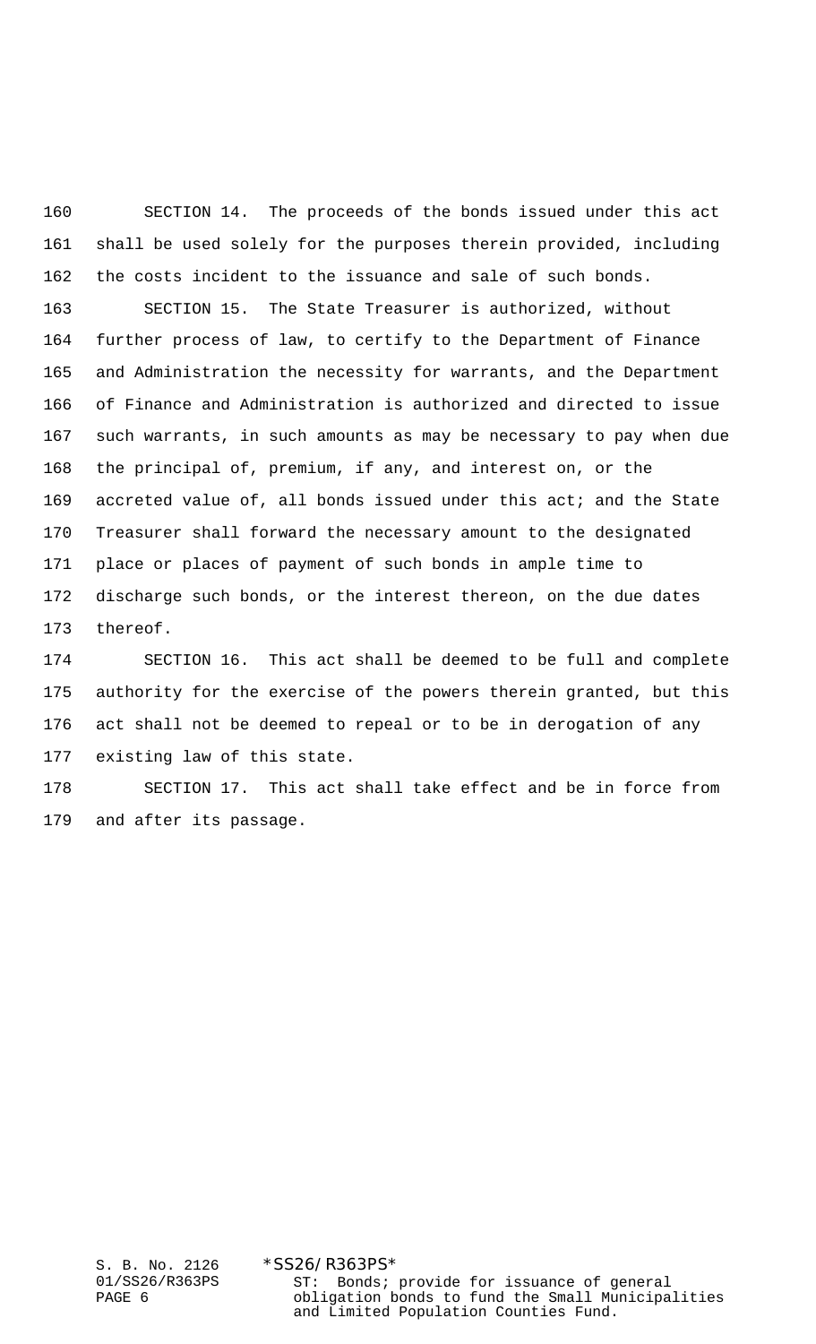SECTION 14. The proceeds of the bonds issued under this act shall be used solely for the purposes therein provided, including the costs incident to the issuance and sale of such bonds.

SECTION 15. The State Treasurer is authorized, without further process of law, to certify to the Department of Finance and Administration the necessity for warrants, and the Department of Finance and Administration is authorized and directed to issue such warrants, in such amounts as may be necessary to pay when due the principal of, premium, if any, and interest on, or the accreted value of, all bonds issued under this act; and the State Treasurer shall forward the necessary amount to the designated place or places of payment of such bonds in ample time to discharge such bonds, or the interest thereon, on the due dates thereof.

SECTION 16. This act shall be deemed to be full and complete authority for the exercise of the powers therein granted, but this act shall not be deemed to repeal or to be in derogation of any existing law of this state.

SECTION 17. This act shall take effect and be in force from and after its passage.